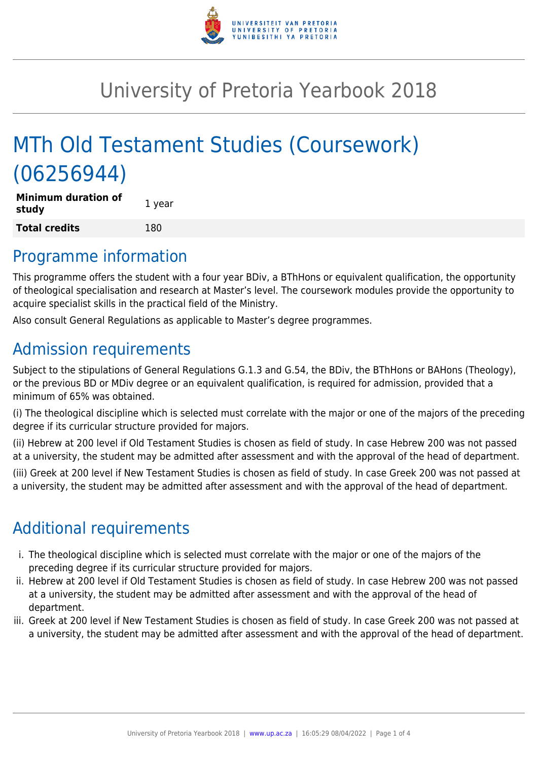# University of Pretoria Yearbook 2018

# MTh Old Testament Studies (Coursework) (06256944)

| **Minimum duration of study** | 1 year |
|---|---|
| **Total credits** | 180 |

## Programme information

This programme offers the student with a four year BDiv, a BThHons or equivalent qualification, the opportunity of theological specialisation and research at Master's level. The coursework modules provide the opportunity to acquire specialist skills in the practical field of the Ministry.

Also consult General Regulations as applicable to Master's degree programmes.

## Admission requirements

Subject to the stipulations of General Regulations G.1.3 and G.54, the BDiv, the BThHons or BAHons (Theology), or the previous BD or MDiv degree or an equivalent qualification, is required for admission, provided that a minimum of 65% was obtained.

(i) The theological discipline which is selected must correlate with the major or one of the majors of the preceding degree if its curricular structure provided for majors.

(ii) Hebrew at 200 level if Old Testament Studies is chosen as field of study. In case Hebrew 200 was not passed at a university, the student may be admitted after assessment and with the approval of the head of department.

(iii) Greek at 200 level if New Testament Studies is chosen as field of study. In case Greek 200 was not passed at a university, the student may be admitted after assessment and with the approval of the head of department.

## Additional requirements

i. The theological discipline which is selected must correlate with the major or one of the majors of the preceding degree if its curricular structure provided for majors.
ii. Hebrew at 200 level if Old Testament Studies is chosen as field of study. In case Hebrew 200 was not passed at a university, the student may be admitted after assessment and with the approval of the head of department.
iii. Greek at 200 level if New Testament Studies is chosen as field of study. In case Greek 200 was not passed at a university, the student may be admitted after assessment and with the approval of the head of department.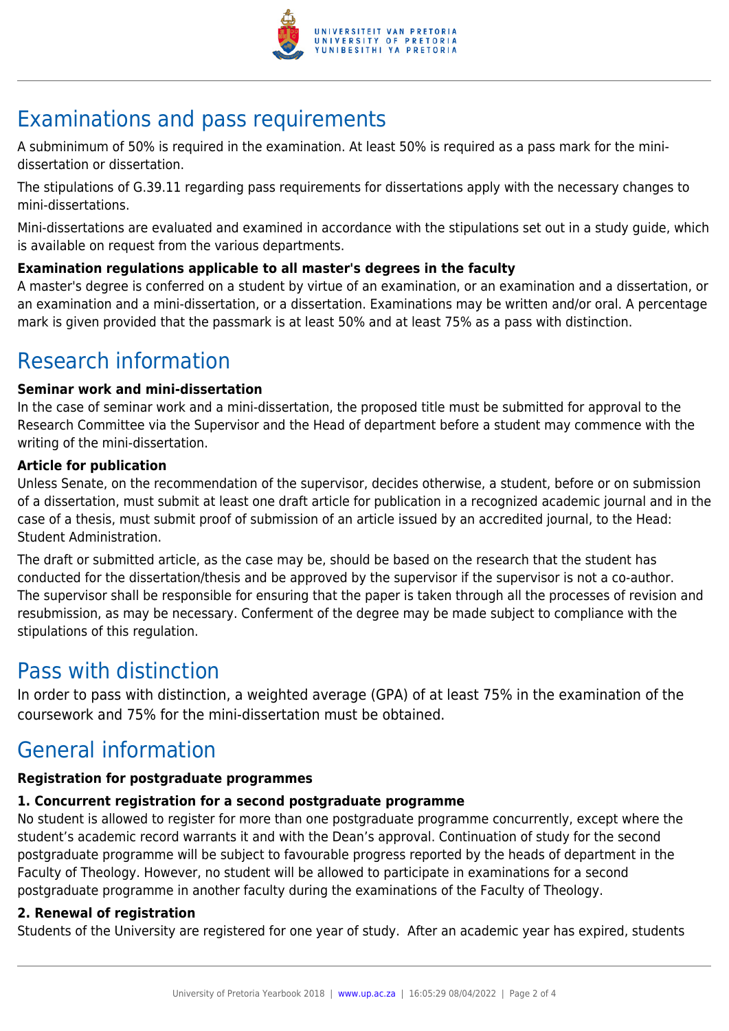# Examinations and pass requirements

A subminimum of 50% is required in the examination. At least 50% is required as a pass mark for the mini-dissertation or dissertation.

The stipulations of G.39.11 regarding pass requirements for dissertations apply with the necessary changes to mini-dissertations.

Mini-dissertations are evaluated and examined in accordance with the stipulations set out in a study guide, which is available on request from the various departments.

**Examination regulations applicable to all master's degrees in the faculty**

A master's degree is conferred on a student by virtue of an examination, or an examination and a dissertation, or an examination and a mini-dissertation, or a dissertation. Examinations may be written and/or oral. A percentage mark is given provided that the passmark is at least 50% and at least 75% as a pass with distinction.

# Research information

**Seminar work and mini-dissertation**

In the case of seminar work and a mini-dissertation, the proposed title must be submitted for approval to the Research Committee via the Supervisor and the Head of department before a student may commence with the writing of the mini-dissertation.

**Article for publication**

Unless Senate, on the recommendation of the supervisor, decides otherwise, a student, before or on submission of a dissertation, must submit at least one draft article for publication in a recognized academic journal and in the case of a thesis, must submit proof of submission of an article issued by an accredited journal, to the Head: Student Administration.

The draft or submitted article, as the case may be, should be based on the research that the student has conducted for the dissertation/thesis and be approved by the supervisor if the supervisor is not a co-author. The supervisor shall be responsible for ensuring that the paper is taken through all the processes of revision and resubmission, as may be necessary. Conferment of the degree may be made subject to compliance with the stipulations of this regulation.

# Pass with distinction

In order to pass with distinction, a weighted average (GPA) of at least 75% in the examination of the coursework and 75% for the mini-dissertation must be obtained.

# General information

**Registration for postgraduate programmes**

**1. Concurrent registration for a second postgraduate programme**

No student is allowed to register for more than one postgraduate programme concurrently, except where the student's academic record warrants it and with the Dean's approval. Continuation of study for the second postgraduate programme will be subject to favourable progress reported by the heads of department in the Faculty of Theology. However, no student will be allowed to participate in examinations for a second postgraduate programme in another faculty during the examinations of the Faculty of Theology.

**2. Renewal of registration**

Students of the University are registered for one year of study. After an academic year has expired, students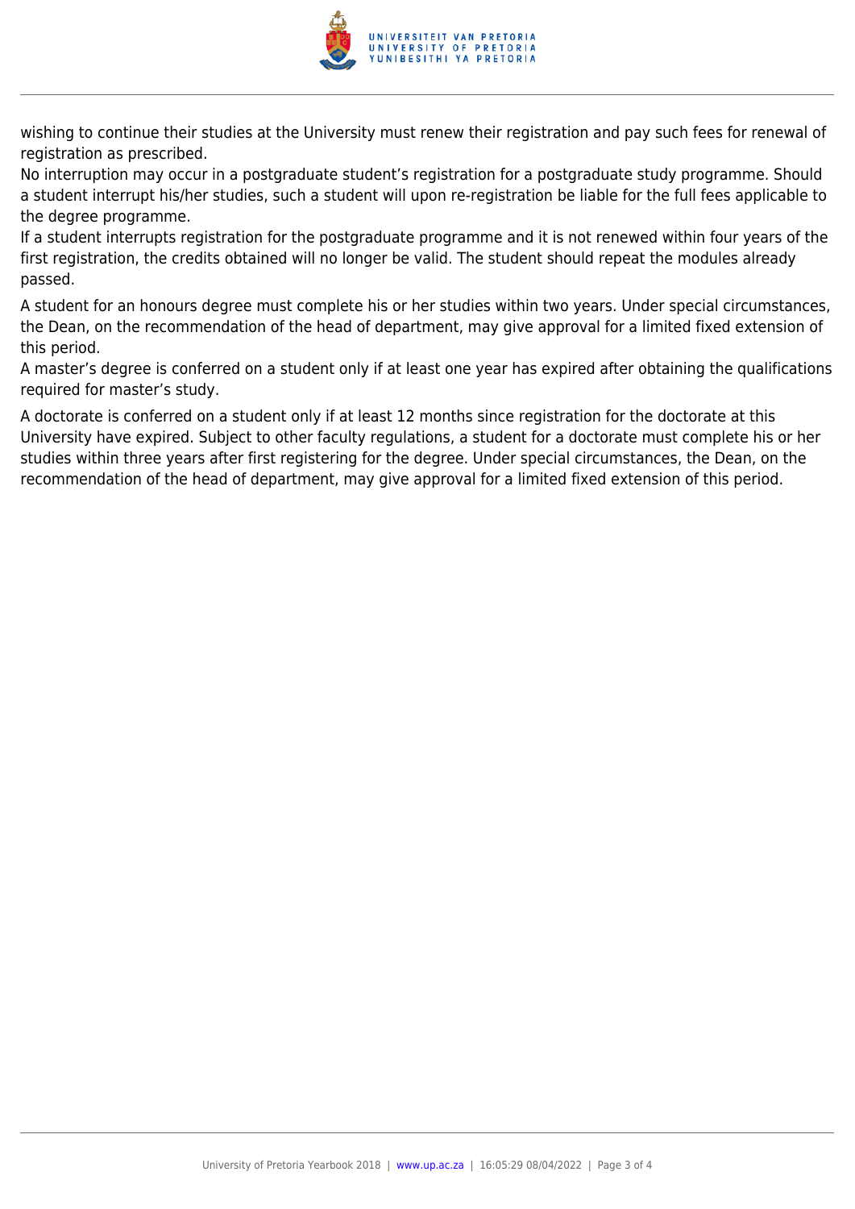wishing to continue their studies at the University must renew their registration and pay such fees for renewal of registration as prescribed.

No interruption may occur in a postgraduate student's registration for a postgraduate study programme. Should a student interrupt his/her studies, such a student will upon re-registration be liable for the full fees applicable to the degree programme.

If a student interrupts registration for the postgraduate programme and it is not renewed within four years of the first registration, the credits obtained will no longer be valid. The student should repeat the modules already passed.

A student for an honours degree must complete his or her studies within two years. Under special circumstances, the Dean, on the recommendation of the head of department, may give approval for a limited fixed extension of this period.

A master's degree is conferred on a student only if at least one year has expired after obtaining the qualifications required for master's study.

A doctorate is conferred on a student only if at least 12 months since registration for the doctorate at this University have expired. Subject to other faculty regulations, a student for a doctorate must complete his or her studies within three years after first registering for the degree. Under special circumstances, the Dean, on the recommendation of the head of department, may give approval for a limited fixed extension of this period.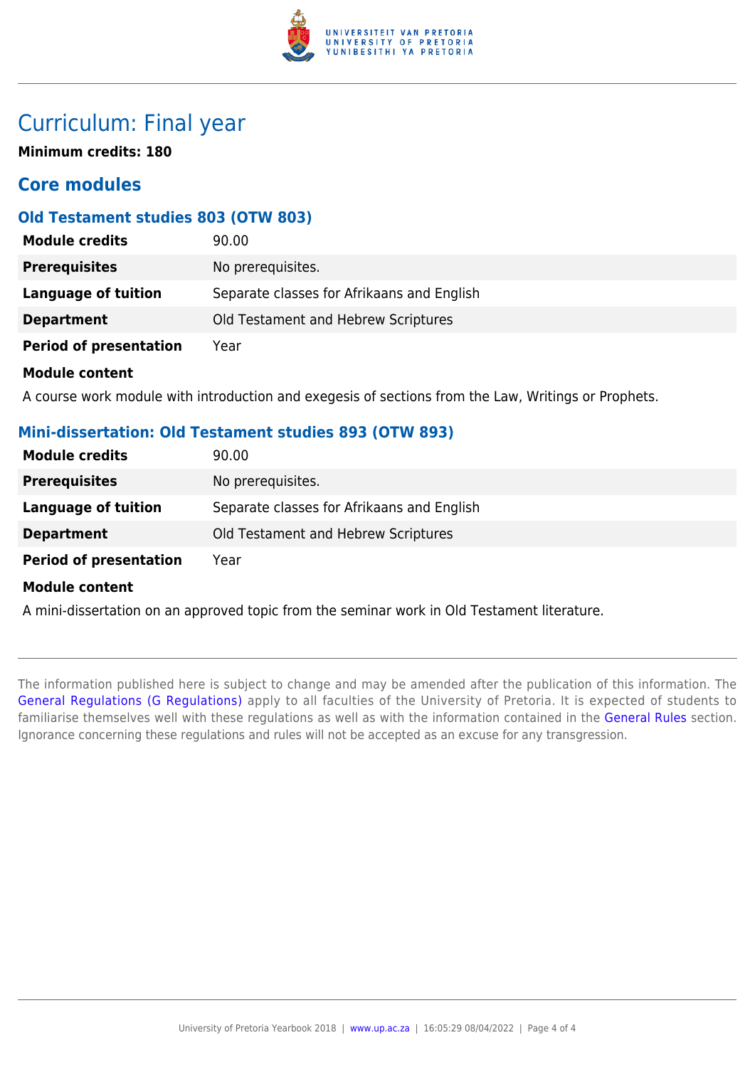# Curriculum: Final year

**Minimum credits: 180**

## Core modules

### Old Testament studies 803 (OTW 803)

| | |
|---|---|
| **Module credits** | 90.00 |
| **Prerequisites** | No prerequisites. |
| **Language of tuition** | Separate classes for Afrikaans and English |
| **Department** | Old Testament and Hebrew Scriptures |
| **Period of presentation** | Year |

**Module content**

A course work module with introduction and exegesis of sections from the Law, Writings or Prophets.

### Mini-dissertation: Old Testament studies 893 (OTW 893)

| | |
|---|---|
| **Module credits** | 90.00 |
| **Prerequisites** | No prerequisites. |
| **Language of tuition** | Separate classes for Afrikaans and English |
| **Department** | Old Testament and Hebrew Scriptures |
| **Period of presentation** | Year |

**Module content**

A mini-dissertation on an approved topic from the seminar work in Old Testament literature.

---

The information published here is subject to change and may be amended after the publication of this information. The General Regulations (G Regulations) apply to all faculties of the University of Pretoria. It is expected of students to familiarise themselves well with these regulations as well as with the information contained in the General Rules section. Ignorance concerning these regulations and rules will not be accepted as an excuse for any transgression.